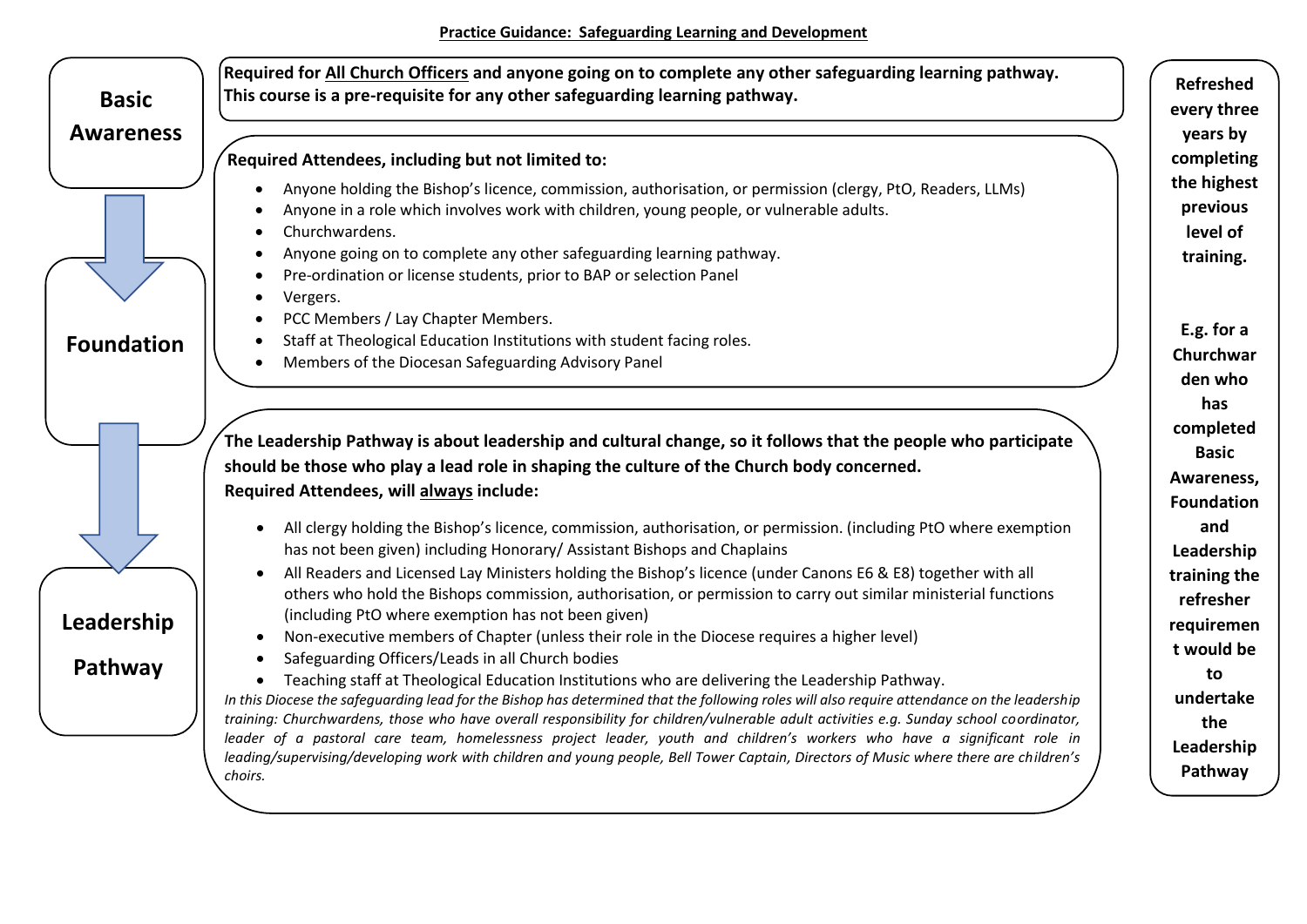**Practice Guidance: Safeguarding Learning and Development**

## Basic Awareness

**Required for All Church Officers and anyone going on to complete any other safeguarding learning pathway. This course is a pre-requisite for any other safeguarding learning pathway.**

## Foundation

**Required Attendees, including but not limited to:**

- Anyone holding the Bishop's licence, commission, authorisation, or permission (clergy, PtO, Readers, LLMs)
- Anyone in a role which involves work with children, young people, or vulnerable adults.
- Churchwardens.
- Anyone going on to complete any other safeguarding learning pathway.
- Pre-ordination or license students, prior to BAP or selection Panel
- Vergers.
- PCC Members / Lay Chapter Members.
- Staff at Theological Education Institutions with student facing roles.
- Members of the Diocesan Safeguarding Advisory Panel

## Leadership Pathway

**The Leadership Pathway is about leadership and cultural change, so it follows that the people who participate should be those who play a lead role in shaping the culture of the Church body concerned.**
**Required Attendees, will always include:**

- All clergy holding the Bishop's licence, commission, authorisation, or permission. (including PtO where exemption has not been given) including Honorary/ Assistant Bishops and Chaplains
- All Readers and Licensed Lay Ministers holding the Bishop's licence (under Canons E6 & E8) together with all others who hold the Bishops commission, authorisation, or permission to carry out similar ministerial functions (including PtO where exemption has not been given)
- Non-executive members of Chapter (unless their role in the Diocese requires a higher level)
- Safeguarding Officers/Leads in all Church bodies
- Teaching staff at Theological Education Institutions who are delivering the Leadership Pathway.

*In this Diocese the safeguarding lead for the Bishop has determined that the following roles will also require attendance on the leadership training: Churchwardens, those who have overall responsibility for children/vulnerable adult activities e.g. Sunday school coordinator, leader of a pastoral care team, homelessness project leader, youth and children's workers who have a significant role in leading/supervising/developing work with children and young people, Bell Tower Captain, Directors of Music where there are children's choirs.*

**Refreshed every three years by completing the highest previous level of training.**

**E.g. for a Churchwarden who has completed Basic Awareness, Foundation and Leadership training the refresher requirement would be to undertake the Leadership Pathway**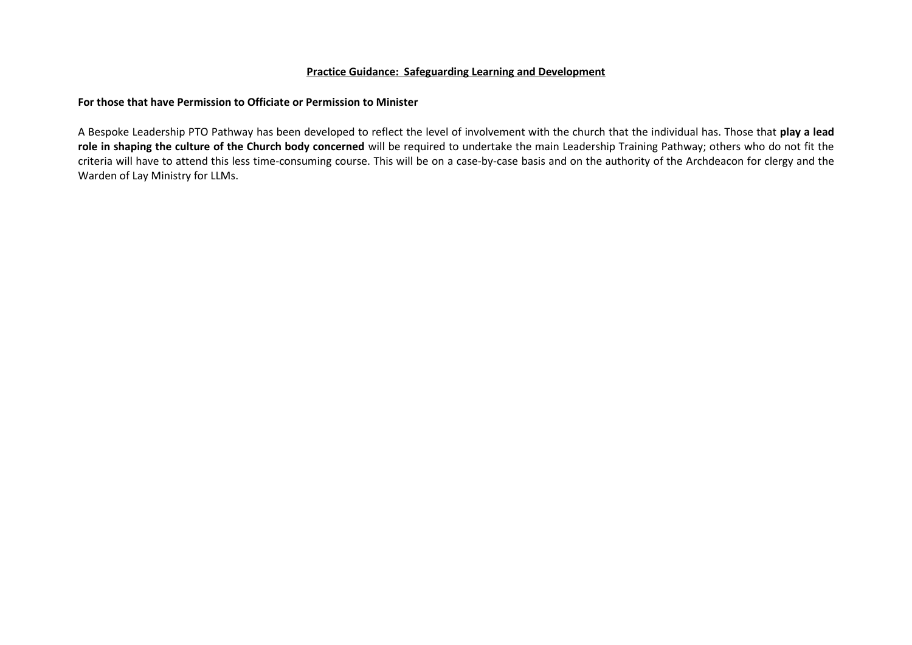**<u>Practice Guidance: Safeguarding Learning and Development</u>**

**For those that have Permission to Officiate or Permission to Minister**

A Bespoke Leadership PTO Pathway has been developed to reflect the level of involvement with the church that the individual has. Those that **play a lead role in shaping the culture of the Church body concerned** will be required to undertake the main Leadership Training Pathway; others who do not fit the criteria will have to attend this less time-consuming course. This will be on a case-by-case basis and on the authority of the Archdeacon for clergy and the Warden of Lay Ministry for LLMs.